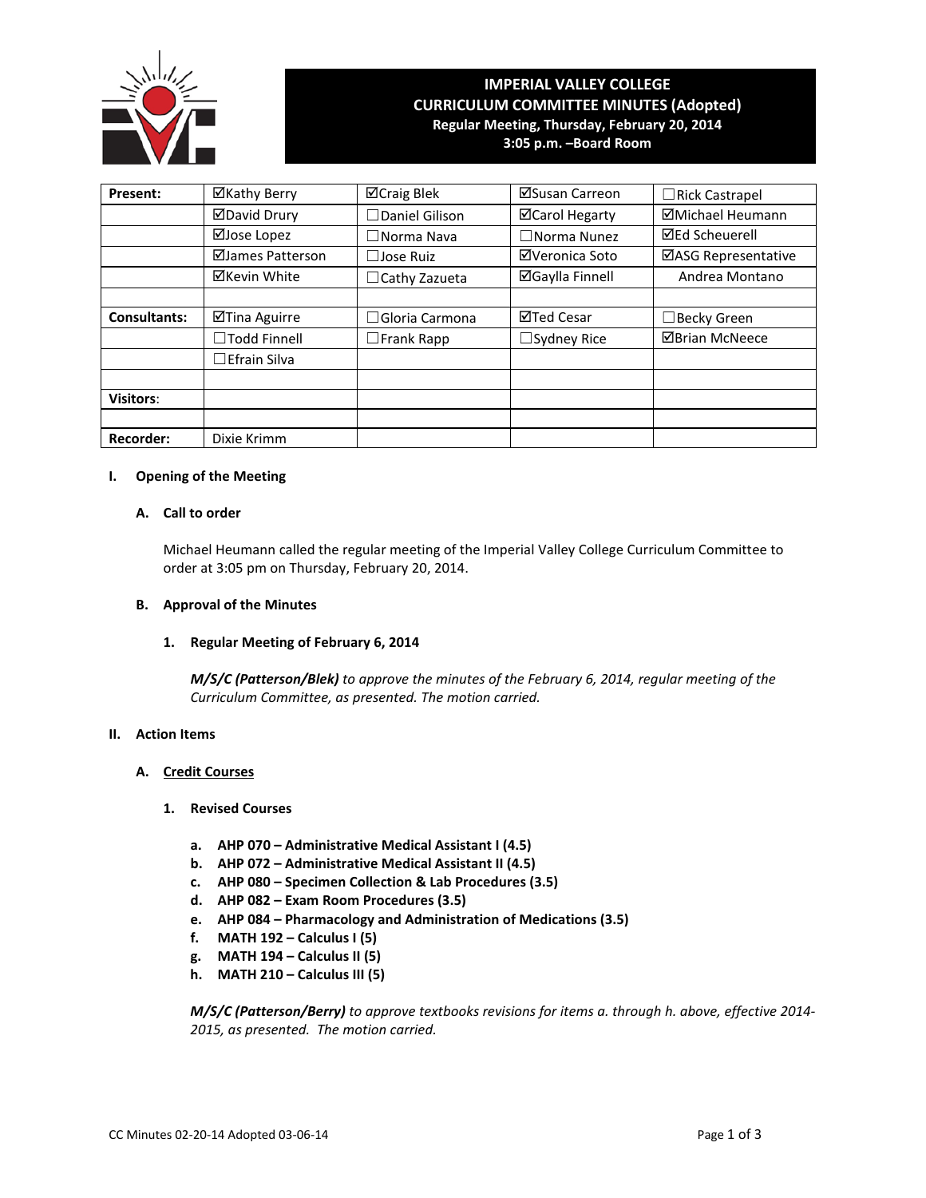# IMPERIAL VALLEY COLLEGE
## CURRICULUM COMMITTEE MINUTES (Adopted)
**Regular Meeting, Thursday, February 20, 2014**
**3:05 p.m. –Board Room**

| | | | | |
|---|---|---|---|---|
| **Present:** | ☑Kathy Berry | ☑Craig Blek | ☑Susan Carreon | ☐Rick Castrapel |
| | ☑David Drury | ☐Daniel Gilison | ☑Carol Hegarty | ☑Michael Heumann |
| | ☑Jose Lopez | ☐Norma Nava | ☐Norma Nunez | ☑Ed Scheuerell |
| | ☑James Patterson | ☐Jose Ruiz | ☑Veronica Soto | ☑ASG Representative |
| | ☑Kevin White | ☐Cathy Zazueta | ☑Gaylla Finnell | Andrea Montano |
| | | | | |
| **Consultants:** | ☑Tina Aguirre | ☐Gloria Carmona | ☑Ted Cesar | ☐Becky Green |
| | ☐Todd Finnell | ☐Frank Rapp | ☐Sydney Rice | ☑Brian McNeece |
| | ☐Efrain Silva | | | |
| | | | | |
| **Visitors**: | | | | |
| | | | | |
| **Recorder:** | Dixie Krimm | | | |

### I. Opening of the Meeting

#### A. Call to order

Michael Heumann called the regular meeting of the Imperial Valley College Curriculum Committee to order at 3:05 pm on Thursday, February 20, 2014.

#### B. Approval of the Minutes

**1. Regular Meeting of February 6, 2014**

***M/S/C (Patterson/Blek)*** *to approve the minutes of the February 6, 2014, regular meeting of the Curriculum Committee, as presented. The motion carried.*

### II. Action Items

#### A. Credit Courses

**1. Revised Courses**

- **a. AHP 070 – Administrative Medical Assistant I (4.5)**
- **b. AHP 072 – Administrative Medical Assistant II (4.5)**
- **c. AHP 080 – Specimen Collection & Lab Procedures (3.5)**
- **d. AHP 082 – Exam Room Procedures (3.5)**
- **e. AHP 084 – Pharmacology and Administration of Medications (3.5)**
- **f. MATH 192 – Calculus I (5)**
- **g. MATH 194 – Calculus II (5)**
- **h. MATH 210 – Calculus III (5)**

***M/S/C (Patterson/Berry)*** *to approve textbooks revisions for items a. through h. above, effective 2014-2015, as presented. The motion carried.*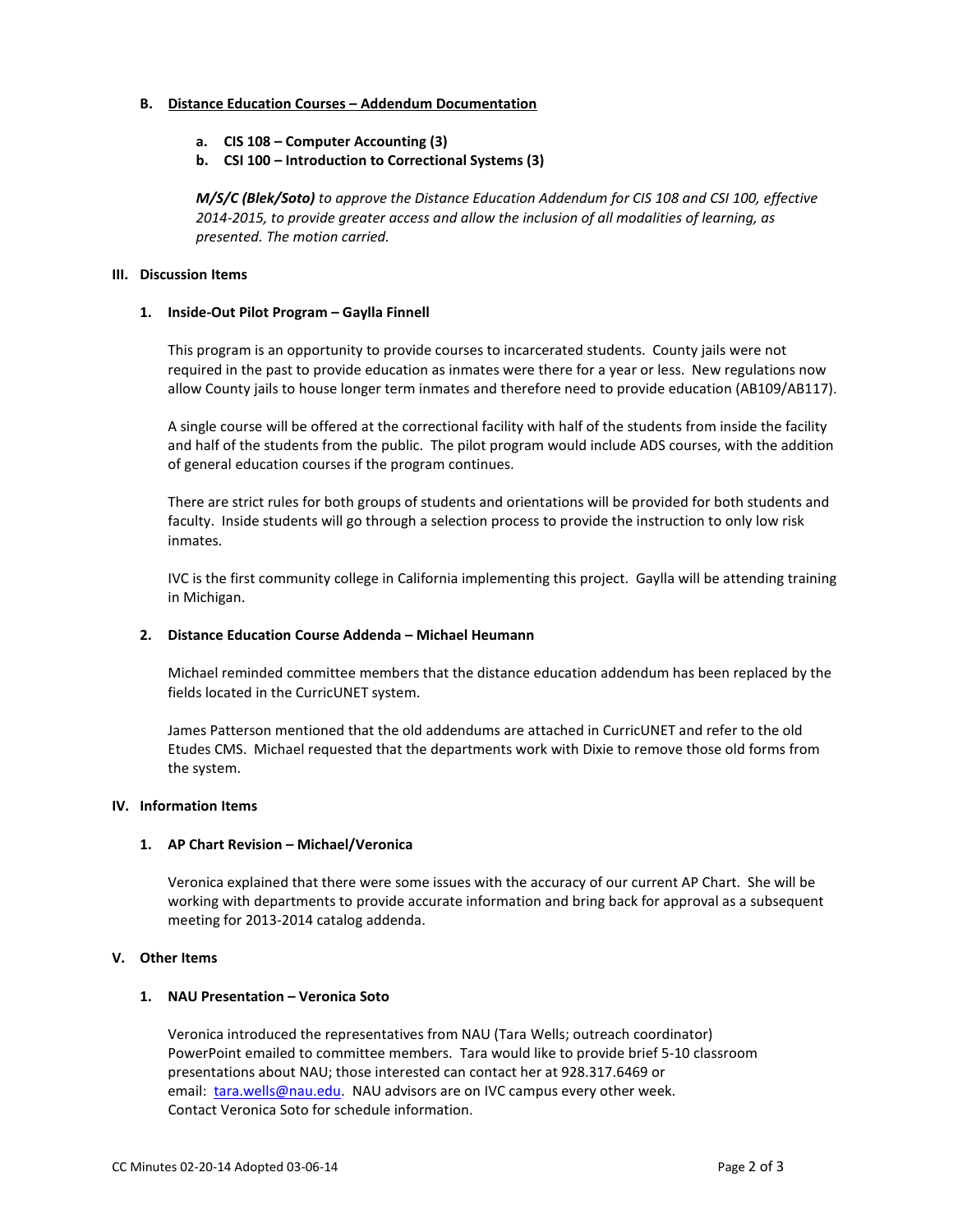**B. Distance Education Courses – Addendum Documentation**

**a. CIS 108 – Computer Accounting (3)**

**b. CSI 100 – Introduction to Correctional Systems (3)**

***M/S/C (Blek/Soto)*** *to approve the Distance Education Addendum for CIS 108 and CSI 100, effective 2014-2015, to provide greater access and allow the inclusion of all modalities of learning, as presented. The motion carried.*

## III. Discussion Items

### 1. Inside-Out Pilot Program – Gaylla Finnell

This program is an opportunity to provide courses to incarcerated students. County jails were not required in the past to provide education as inmates were there for a year or less. New regulations now allow County jails to house longer term inmates and therefore need to provide education (AB109/AB117).

A single course will be offered at the correctional facility with half of the students from inside the facility and half of the students from the public. The pilot program would include ADS courses, with the addition of general education courses if the program continues.

There are strict rules for both groups of students and orientations will be provided for both students and faculty. Inside students will go through a selection process to provide the instruction to only low risk inmates.

IVC is the first community college in California implementing this project. Gaylla will be attending training in Michigan.

### 2. Distance Education Course Addenda – Michael Heumann

Michael reminded committee members that the distance education addendum has been replaced by the fields located in the CurricUNET system.

James Patterson mentioned that the old addendums are attached in CurricUNET and refer to the old Etudes CMS. Michael requested that the departments work with Dixie to remove those old forms from the system.

## IV. Information Items

### 1. AP Chart Revision – Michael/Veronica

Veronica explained that there were some issues with the accuracy of our current AP Chart. She will be working with departments to provide accurate information and bring back for approval as a subsequent meeting for 2013-2014 catalog addenda.

## V. Other Items

### 1. NAU Presentation – Veronica Soto

Veronica introduced the representatives from NAU (Tara Wells; outreach coordinator) PowerPoint emailed to committee members. Tara would like to provide brief 5-10 classroom presentations about NAU; those interested can contact her at 928.317.6469 or email: tara.wells@nau.edu. NAU advisors are on IVC campus every other week. Contact Veronica Soto for schedule information.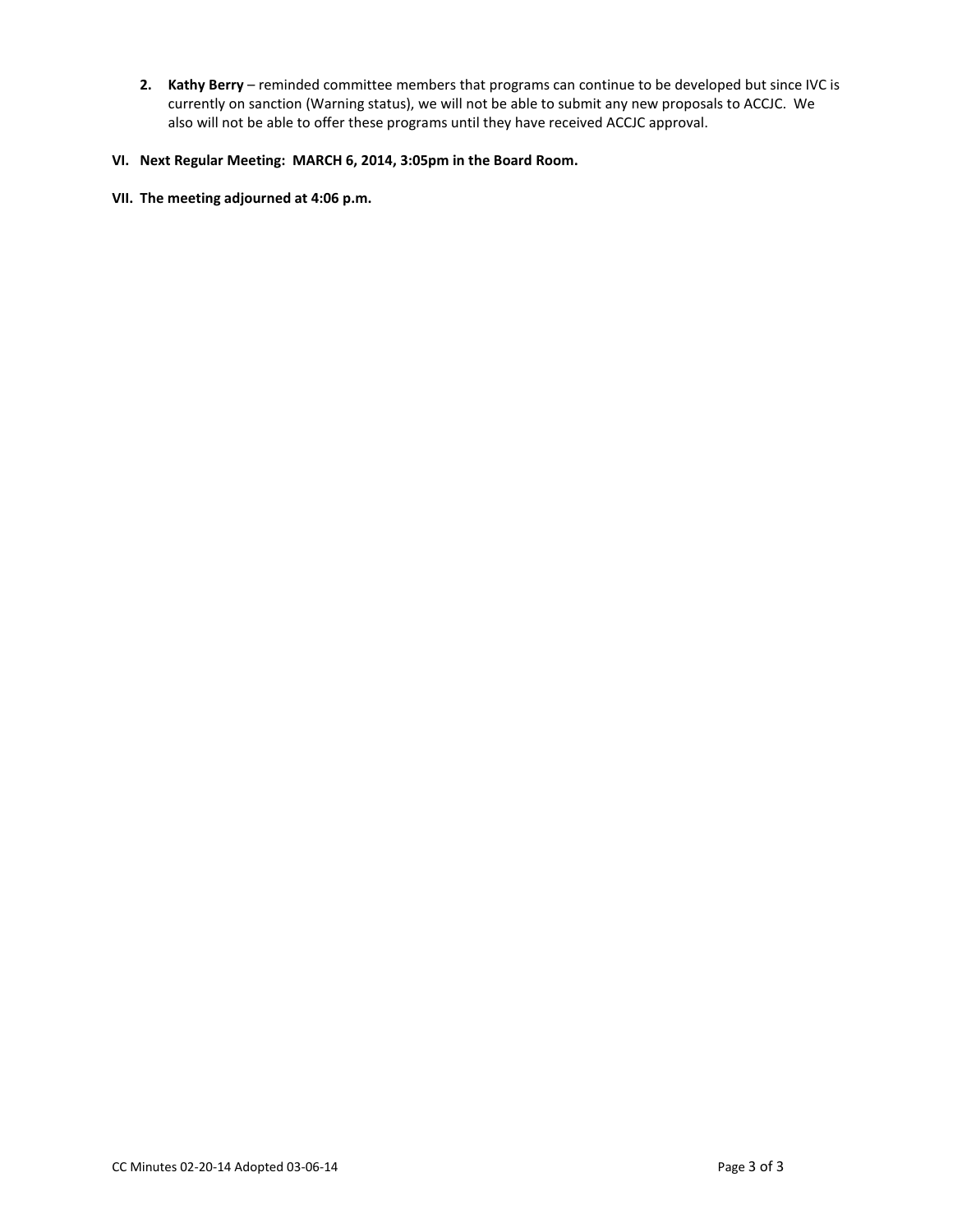2. **Kathy Berry** – reminded committee members that programs can continue to be developed but since IVC is currently on sanction (Warning status), we will not be able to submit any new proposals to ACCJC. We also will not be able to offer these programs until they have received ACCJC approval.

**VI. Next Regular Meeting: MARCH 6, 2014, 3:05pm in the Board Room.**

**VII. The meeting adjourned at 4:06 p.m.**